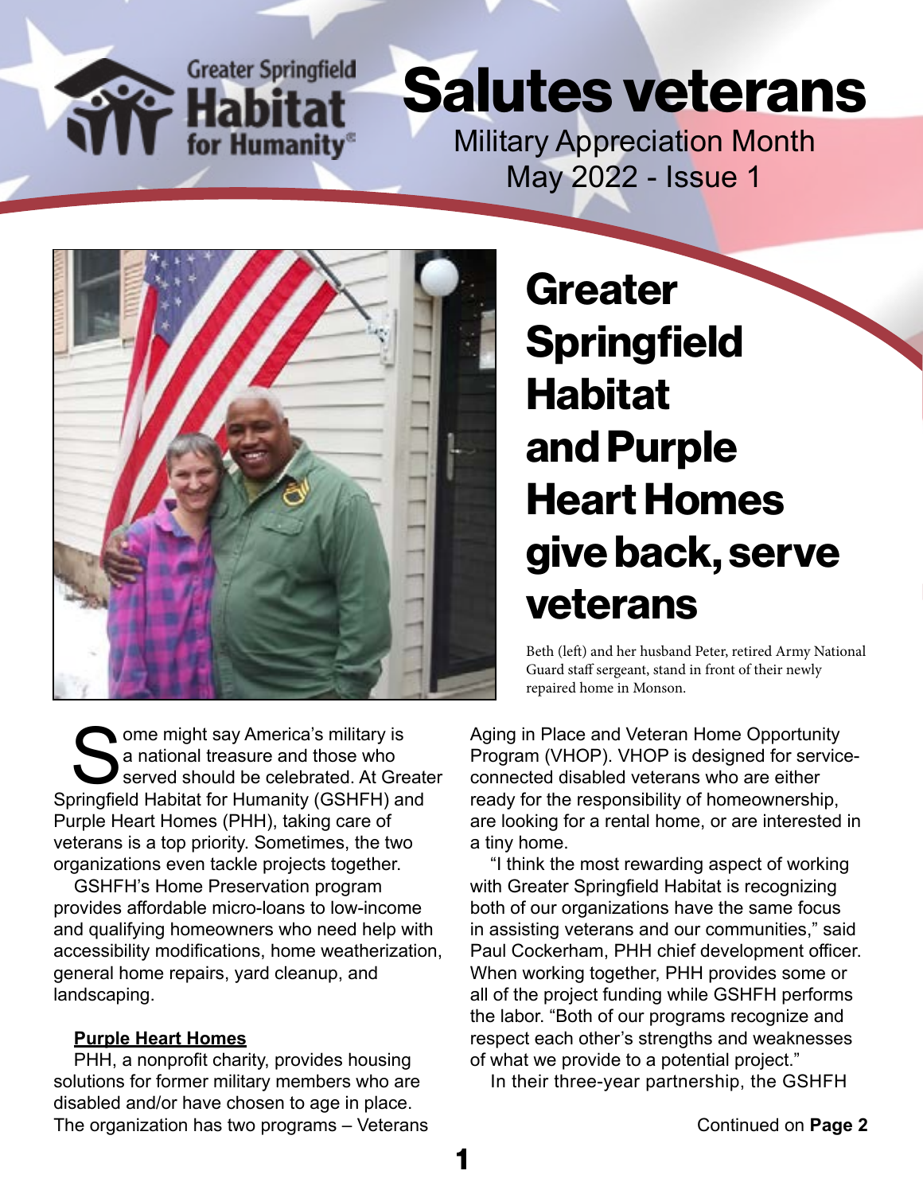Greater Springfield Habitat for Humanity

# Salutes veterans

Military Appreciation Month
May 2022 - Issue 1

## Greater Springfield Habitat and Purple Heart Homes give back, serve veterans

Beth (left) and her husband Peter, retired Army National Guard staff sergeant, stand in front of their newly repaired home in Monson.

Some might say America's military is a national treasure and those who served should be celebrated. At Greater Springfield Habitat for Humanity (GSHFH) and Purple Heart Homes (PHH), taking care of veterans is a top priority. Sometimes, the two organizations even tackle projects together.

GSHFH's Home Preservation program provides affordable micro-loans to low-income and qualifying homeowners who need help with accessibility modifications, home weatherization, general home repairs, yard cleanup, and landscaping.

**Purple Heart Homes**

PHH, a nonprofit charity, provides housing solutions for former military members who are disabled and/or have chosen to age in place. The organization has two programs – Veterans Aging in Place and Veteran Home Opportunity Program (VHOP). VHOP is designed for service-connected disabled veterans who are either ready for the responsibility of homeownership, are looking for a rental home, or are interested in a tiny home.

"I think the most rewarding aspect of working with Greater Springfield Habitat is recognizing both of our organizations have the same focus in assisting veterans and our communities," said Paul Cockerham, PHH chief development officer. When working together, PHH provides some or all of the project funding while GSHFH performs the labor. "Both of our programs recognize and respect each other's strengths and weaknesses of what we provide to a potential project."

In their three-year partnership, the GSHFH

Continued on **Page 2**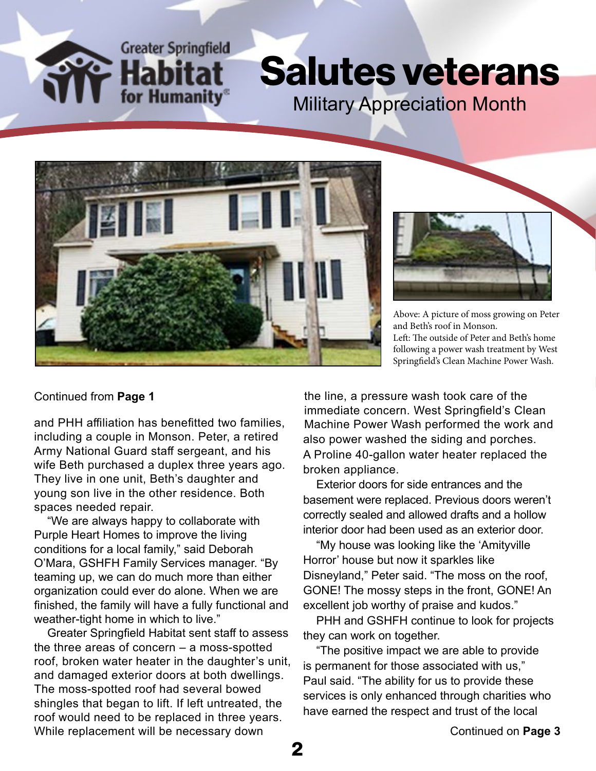Greater Springfield Habitat for Humanity

# Salutes veterans

## Military Appreciation Month

Above: A picture of moss growing on Peter and Beth's roof in Monson.
Left: The outside of Peter and Beth's home following a power wash treatment by West Springfield's Clean Machine Power Wash.

Continued from **Page 1**

and PHH affiliation has benefitted two families, including a couple in Monson. Peter, a retired Army National Guard staff sergeant, and his wife Beth purchased a duplex three years ago. They live in one unit, Beth's daughter and young son live in the other residence. Both spaces needed repair.

"We are always happy to collaborate with Purple Heart Homes to improve the living conditions for a local family," said Deborah O'Mara, GSHFH Family Services manager. "By teaming up, we can do much more than either organization could ever do alone. When we are finished, the family will have a fully functional and weather-tight home in which to live."

Greater Springfield Habitat sent staff to assess the three areas of concern – a moss-spotted roof, broken water heater in the daughter's unit, and damaged exterior doors at both dwellings. The moss-spotted roof had several bowed shingles that began to lift. If left untreated, the roof would need to be replaced in three years. While replacement will be necessary down the line, a pressure wash took care of the immediate concern. West Springfield's Clean Machine Power Wash performed the work and also power washed the siding and porches. A Proline 40-gallon water heater replaced the broken appliance.

Exterior doors for side entrances and the basement were replaced. Previous doors weren't correctly sealed and allowed drafts and a hollow interior door had been used as an exterior door.

"My house was looking like the 'Amityville Horror' house but now it sparkles like Disneyland," Peter said. "The moss on the roof, GONE! The mossy steps in the front, GONE! An excellent job worthy of praise and kudos."

PHH and GSHFH continue to look for projects they can work on together.

"The positive impact we are able to provide is permanent for those associated with us," Paul said. "The ability for us to provide these services is only enhanced through charities who have earned the respect and trust of the local

Continued on **Page 3**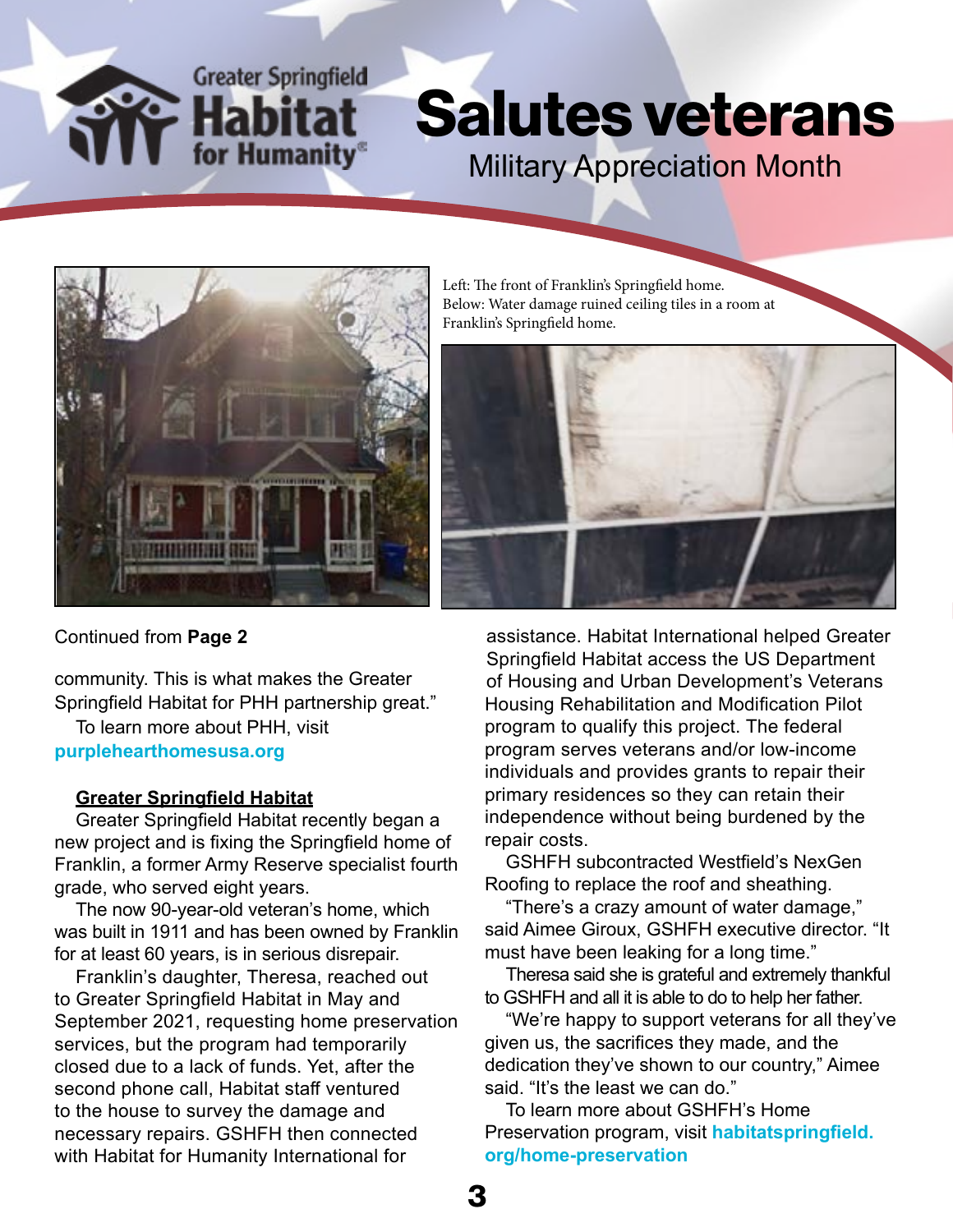# Greater Springfield Habitat for Humanity Salutes veterans

## Military Appreciation Month

Left: The front of Franklin's Springfield home.
Below: Water damage ruined ceiling tiles in a room at Franklin's Springfield home.

Continued from **Page 2**

community. This is what makes the Greater Springfield Habitat for PHH partnership great."

To learn more about PHH, visit **purplehearthomesusa.org**

### Greater Springfield Habitat

Greater Springfield Habitat recently began a new project and is fixing the Springfield home of Franklin, a former Army Reserve specialist fourth grade, who served eight years.

The now 90-year-old veteran's home, which was built in 1911 and has been owned by Franklin for at least 60 years, is in serious disrepair.

Franklin's daughter, Theresa, reached out to Greater Springfield Habitat in May and September 2021, requesting home preservation services, but the program had temporarily closed due to a lack of funds. Yet, after the second phone call, Habitat staff ventured to the house to survey the damage and necessary repairs. GSHFH then connected with Habitat for Humanity International for assistance. Habitat International helped Greater Springfield Habitat access the US Department of Housing and Urban Development's Veterans Housing Rehabilitation and Modification Pilot program to qualify this project. The federal program serves veterans and/or low-income individuals and provides grants to repair their primary residences so they can retain their independence without being burdened by the repair costs.

GSHFH subcontracted Westfield's NexGen Roofing to replace the roof and sheathing.

"There's a crazy amount of water damage," said Aimee Giroux, GSHFH executive director. "It must have been leaking for a long time."

Theresa said she is grateful and extremely thankful to GSHFH and all it is able to do to help her father.

"We're happy to support veterans for all they've given us, the sacrifices they made, and the dedication they've shown to our country," Aimee said. "It's the least we can do."

To learn more about GSHFH's Home Preservation program, visit **habitatspringfield.org/home-preservation**